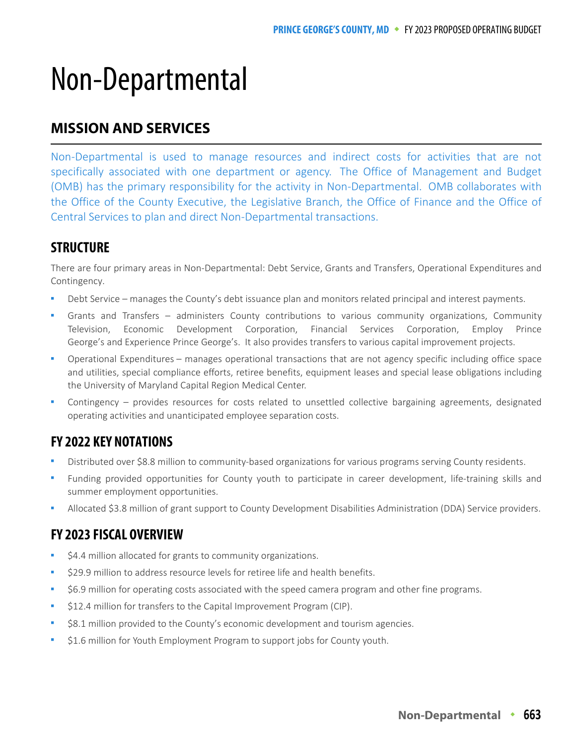# Non-Departmental

## MISSION AND SERVICES

Non-Departmental is used to manage resources and indirect costs for activities that are not specifically associated with one department or agency. The Office of Management and Budget (OMB) has the primary responsibility for the activity in Non-Departmental. OMB collaborates with the Office of the County Executive, the Legislative Branch, the Office of Finance and the Office of Central Services to plan and direct Non-Departmental transactions.

## STRUCTURE

There are four primary areas in Non-Departmental: Debt Service, Grants and Transfers, Operational Expenditures and Contingency.

- Debt Service – manages the County's debt issuance plan and monitors related principal and interest payments.
- Grants and Transfers – administers County contributions to various community organizations, Community Television, Economic Development Corporation, Financial Services Corporation, Employ Prince George's and Experience Prince George's. It also provides transfers to various capital improvement projects.
- Operational Expenditures – manages operational transactions that are not agency specific including office space and utilities, special compliance efforts, retiree benefits, equipment leases and special lease obligations including the University of Maryland Capital Region Medical Center.
- Contingency – provides resources for costs related to unsettled collective bargaining agreements, designated operating activities and unanticipated employee separation costs.

## FY 2022 KEY NOTATIONS

- Distributed over $8.8 million to community-based organizations for various programs serving County residents.
- Funding provided opportunities for County youth to participate in career development, life-training skills and summer employment opportunities.
- Allocated $3.8 million of grant support to County Development Disabilities Administration (DDA) Service providers.

## FY 2023 FISCAL OVERVIEW

- $4.4 million allocated for grants to community organizations.
- $29.9 million to address resource levels for retiree life and health benefits.
- $6.9 million for operating costs associated with the speed camera program and other fine programs.
- $12.4 million for transfers to the Capital Improvement Program (CIP).
- $8.1 million provided to the County's economic development and tourism agencies.
- $1.6 million for Youth Employment Program to support jobs for County youth.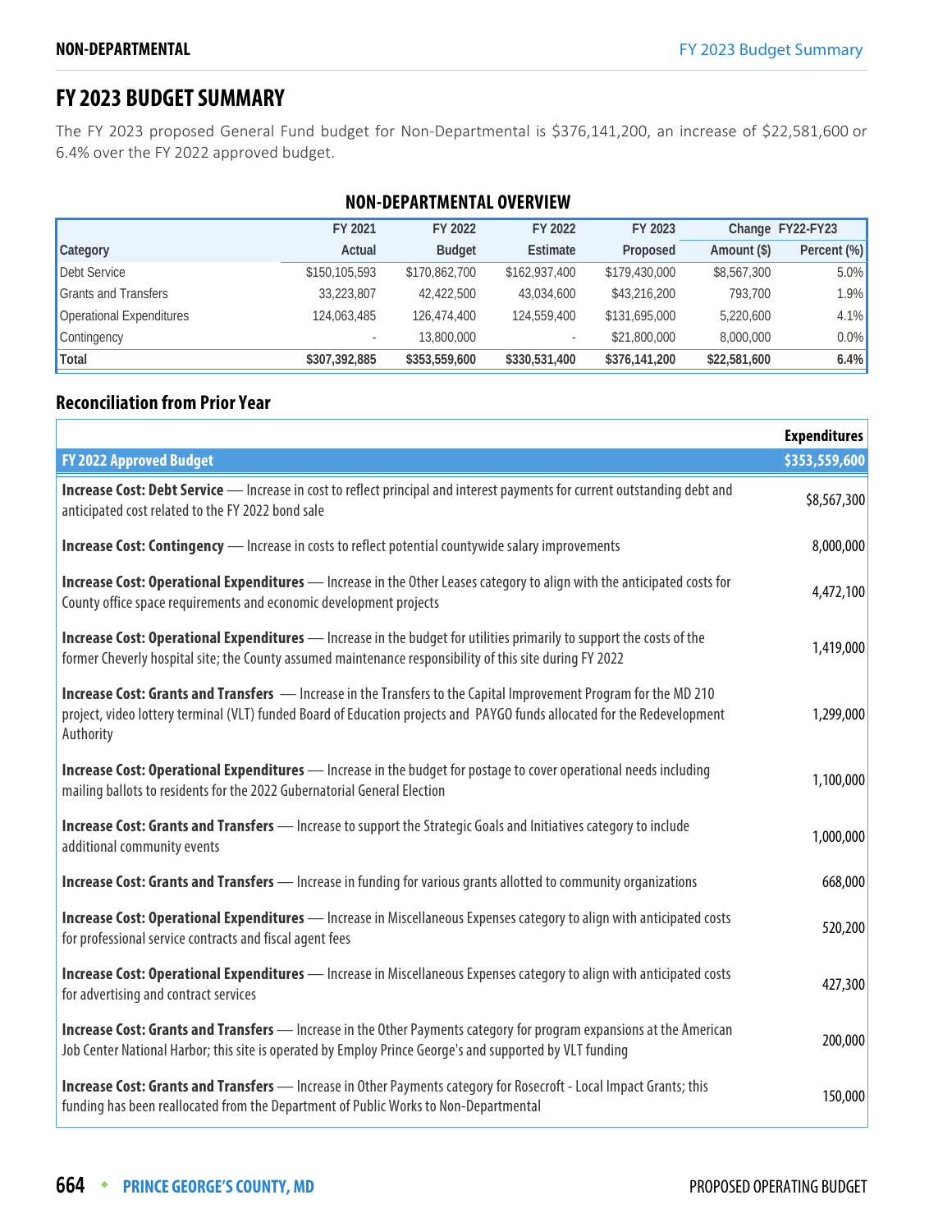# FY 2023 BUDGET SUMMARY

The FY 2023 proposed General Fund budget for Non-Departmental is $376,141,200, an increase of $22,581,600 or 6.4% over the FY 2022 approved budget.

## NON-DEPARTMENTAL OVERVIEW

| Category | FY 2021 Actual | FY 2022 Budget | FY 2022 Estimate | FY 2023 Proposed | Change FY22-FY23 Amount ($) | Change FY22-FY23 Percent (%) |
|---|---|---|---|---|---|---|
| Debt Service | $150,105,593 | $170,862,700 | $162,937,400 | $179,430,000 | $8,567,300 | 5.0% |
| Grants and Transfers | 33,223,807 | 42,422,500 | 43,034,600 | $43,216,200 | 793,700 | 1.9% |
| Operational Expenditures | 124,063,485 | 126,474,400 | 124,559,400 | $131,695,000 | 5,220,600 | 4.1% |
| Contingency | - | 13,800,000 | - | $21,800,000 | 8,000,000 | 0.0% |
| **Total** | **$307,392,885** | **$353,559,600** | **$330,531,400** | **$376,141,200** | **$22,581,600** | **6.4%** |

## Reconciliation from Prior Year

| | Expenditures |
|---|---|
| **FY 2022 Approved Budget** | **$353,559,600** |
| **Increase Cost: Debt Service** — Increase in cost to reflect principal and interest payments for current outstanding debt and anticipated cost related to the FY 2022 bond sale | $8,567,300 |
| **Increase Cost: Contingency** — Increase in costs to reflect potential countywide salary improvements | 8,000,000 |
| **Increase Cost: Operational Expenditures** — Increase in the Other Leases category to align with the anticipated costs for County office space requirements and economic development projects | 4,472,100 |
| **Increase Cost: Operational Expenditures** — Increase in the budget for utilities primarily to support the costs of the former Cheverly hospital site; the County assumed maintenance responsibility of this site during FY 2022 | 1,419,000 |
| **Increase Cost: Grants and Transfers** — Increase in the Transfers to the Capital Improvement Program for the MD 210 project, video lottery terminal (VLT) funded Board of Education projects and PAYGO funds allocated for the Redevelopment Authority | 1,299,000 |
| **Increase Cost: Operational Expenditures** — Increase in the budget for postage to cover operational needs including mailing ballots to residents for the 2022 Gubernatorial General Election | 1,100,000 |
| **Increase Cost: Grants and Transfers** — Increase to support the Strategic Goals and Initiatives category to include additional community events | 1,000,000 |
| **Increase Cost: Grants and Transfers** — Increase in funding for various grants allotted to community organizations | 668,000 |
| **Increase Cost: Operational Expenditures** — Increase in Miscellaneous Expenses category to align with anticipated costs for professional service contracts and fiscal agent fees | 520,200 |
| **Increase Cost: Operational Expenditures** — Increase in Miscellaneous Expenses category to align with anticipated costs for advertising and contract services | 427,300 |
| **Increase Cost: Grants and Transfers** — Increase in the Other Payments category for program expansions at the American Job Center National Harbor; this site is operated by Employ Prince George's and supported by VLT funding | 200,000 |
| **Increase Cost: Grants and Transfers** — Increase in Other Payments category for Rosecroft - Local Impact Grants; this funding has been reallocated from the Department of Public Works to Non-Departmental | 150,000 |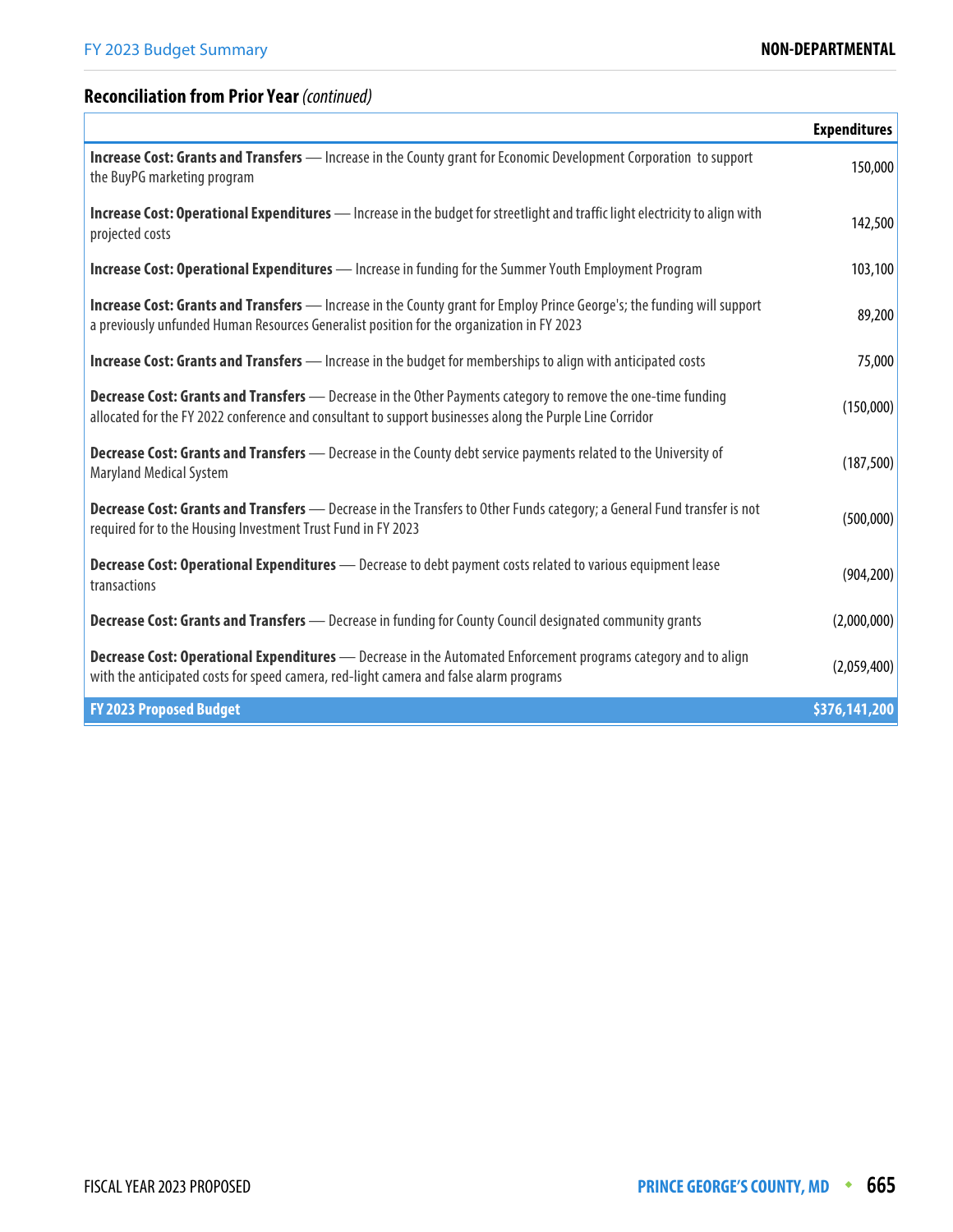## Reconciliation from Prior Year *(continued)*

| | Expenditures |
|---|---|
| **Increase Cost: Grants and Transfers** — Increase in the County grant for Economic Development Corporation to support the BuyPG marketing program | 150,000 |
| **Increase Cost: Operational Expenditures** — Increase in the budget for streetlight and traffic light electricity to align with projected costs | 142,500 |
| **Increase Cost: Operational Expenditures** — Increase in funding for the Summer Youth Employment Program | 103,100 |
| **Increase Cost: Grants and Transfers** — Increase in the County grant for Employ Prince George's; the funding will support a previously unfunded Human Resources Generalist position for the organization in FY 2023 | 89,200 |
| **Increase Cost: Grants and Transfers** — Increase in the budget for memberships to align with anticipated costs | 75,000 |
| **Decrease Cost: Grants and Transfers** — Decrease in the Other Payments category to remove the one-time funding allocated for the FY 2022 conference and consultant to support businesses along the Purple Line Corridor | (150,000) |
| **Decrease Cost: Grants and Transfers** — Decrease in the County debt service payments related to the University of Maryland Medical System | (187,500) |
| **Decrease Cost: Grants and Transfers** — Decrease in the Transfers to Other Funds category; a General Fund transfer is not required for to the Housing Investment Trust Fund in FY 2023 | (500,000) |
| **Decrease Cost: Operational Expenditures** — Decrease to debt payment costs related to various equipment lease transactions | (904,200) |
| **Decrease Cost: Grants and Transfers** — Decrease in funding for County Council designated community grants | (2,000,000) |
| **Decrease Cost: Operational Expenditures** — Decrease in the Automated Enforcement programs category and to align with the anticipated costs for speed camera, red-light camera and false alarm programs | (2,059,400) |
| **FY 2023 Proposed Budget** | **$376,141,200** |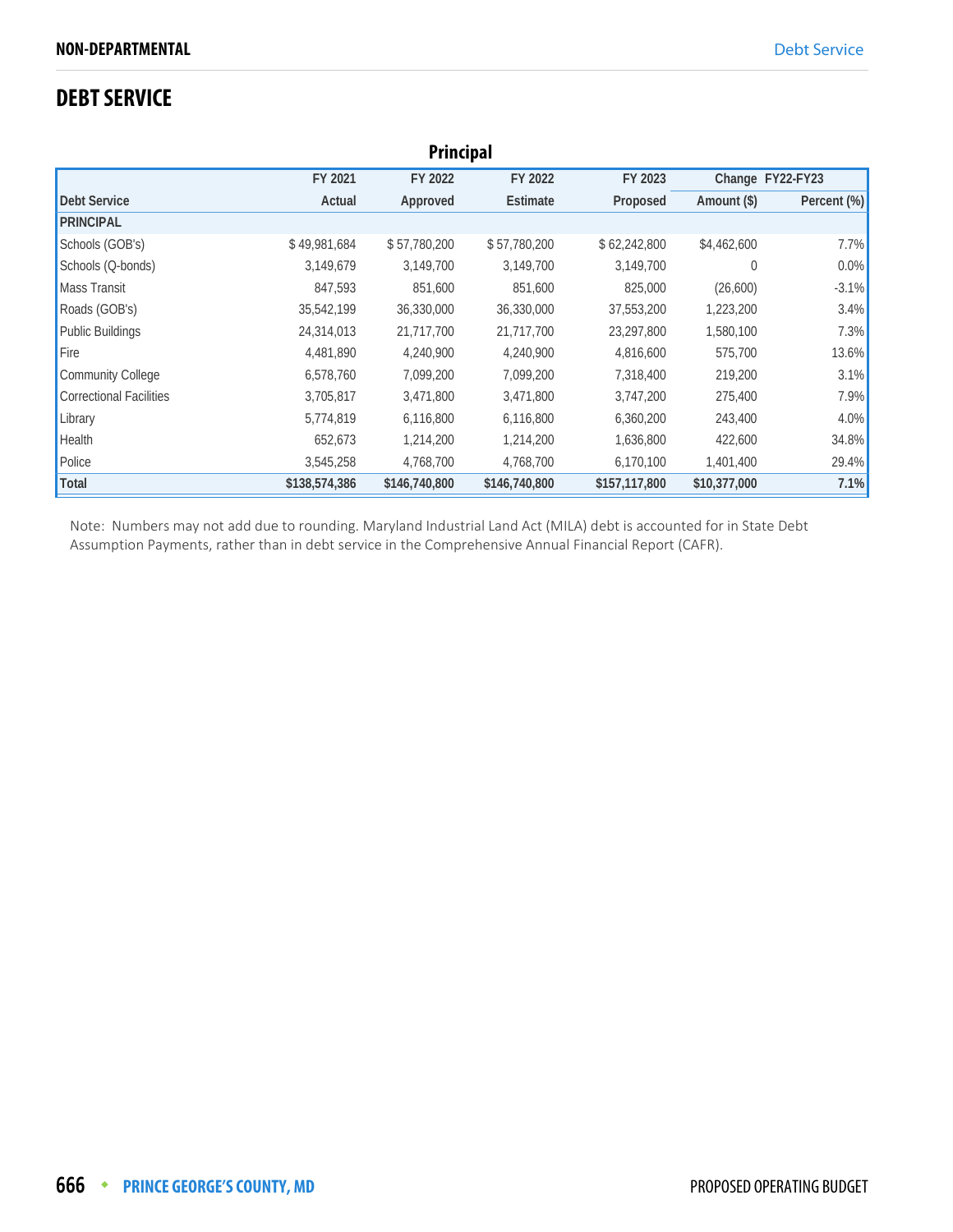# DEBT SERVICE

## Principal

| Debt Service | FY 2021 Actual | FY 2022 Approved | FY 2022 Estimate | FY 2023 Proposed | Change FY22-FY23 Amount ($) | Change FY22-FY23 Percent (%) |
|---|---|---|---|---|---|---|
| **PRINCIPAL** | | | | | | |
| Schools (GOB's) | $ 49,981,684 | $ 57,780,200 | $ 57,780,200 | $ 62,242,800 | $4,462,600 | 7.7% |
| Schools (Q-bonds) | 3,149,679 | 3,149,700 | 3,149,700 | 3,149,700 | 0 | 0.0% |
| Mass Transit | 847,593 | 851,600 | 851,600 | 825,000 | (26,600) | -3.1% |
| Roads (GOB's) | 35,542,199 | 36,330,000 | 36,330,000 | 37,553,200 | 1,223,200 | 3.4% |
| Public Buildings | 24,314,013 | 21,717,700 | 21,717,700 | 23,297,800 | 1,580,100 | 7.3% |
| Fire | 4,481,890 | 4,240,900 | 4,240,900 | 4,816,600 | 575,700 | 13.6% |
| Community College | 6,578,760 | 7,099,200 | 7,099,200 | 7,318,400 | 219,200 | 3.1% |
| Correctional Facilities | 3,705,817 | 3,471,800 | 3,471,800 | 3,747,200 | 275,400 | 7.9% |
| Library | 5,774,819 | 6,116,800 | 6,116,800 | 6,360,200 | 243,400 | 4.0% |
| Health | 652,673 | 1,214,200 | 1,214,200 | 1,636,800 | 422,600 | 34.8% |
| Police | 3,545,258 | 4,768,700 | 4,768,700 | 6,170,100 | 1,401,400 | 29.4% |
| **Total** | **$138,574,386** | **$146,740,800** | **$146,740,800** | **$157,117,800** | **$10,377,000** | **7.1%** |

Note: Numbers may not add due to rounding. Maryland Industrial Land Act (MILA) debt is accounted for in State Debt Assumption Payments, rather than in debt service in the Comprehensive Annual Financial Report (CAFR).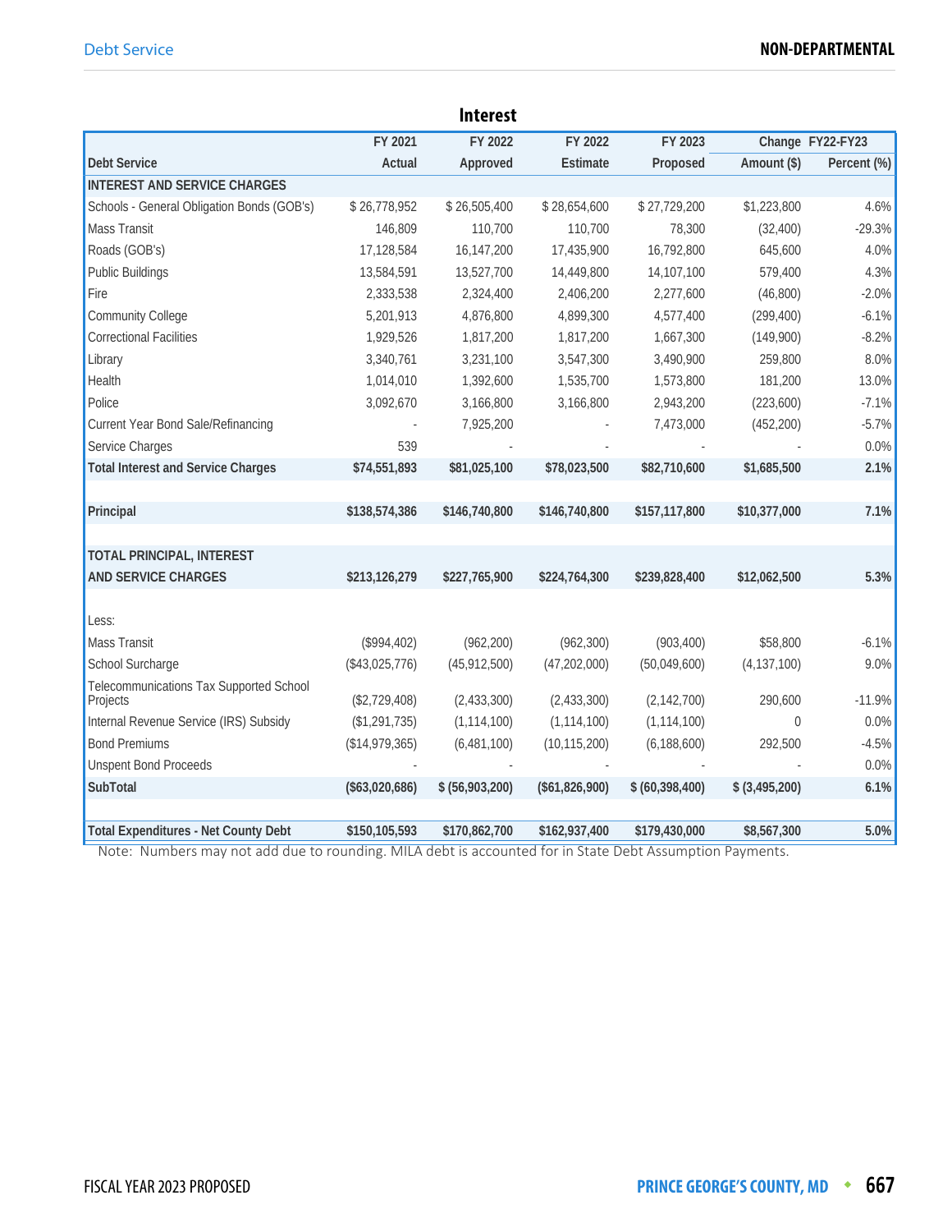## Interest

| Debt Service | FY 2021 Actual | FY 2022 Approved | FY 2022 Estimate | FY 2023 Proposed | Change FY22-FY23 Amount ($) | Percent (%) |
|---|---|---|---|---|---|---|
| **INTEREST AND SERVICE CHARGES** | | | | | | |
| Schools - General Obligation Bonds (GOB's) | $ 26,778,952 | $ 26,505,400 | $ 28,654,600 | $ 27,729,200 | $1,223,800 | 4.6% |
| Mass Transit | 146,809 | 110,700 | 110,700 | 78,300 | (32,400) | -29.3% |
| Roads (GOB's) | 17,128,584 | 16,147,200 | 17,435,900 | 16,792,800 | 645,600 | 4.0% |
| Public Buildings | 13,584,591 | 13,527,700 | 14,449,800 | 14,107,100 | 579,400 | 4.3% |
| Fire | 2,333,538 | 2,324,400 | 2,406,200 | 2,277,600 | (46,800) | -2.0% |
| Community College | 5,201,913 | 4,876,800 | 4,899,300 | 4,577,400 | (299,400) | -6.1% |
| Correctional Facilities | 1,929,526 | 1,817,200 | 1,817,200 | 1,667,300 | (149,900) | -8.2% |
| Library | 3,340,761 | 3,231,100 | 3,547,300 | 3,490,900 | 259,800 | 8.0% |
| Health | 1,014,010 | 1,392,600 | 1,535,700 | 1,573,800 | 181,200 | 13.0% |
| Police | 3,092,670 | 3,166,800 | 3,166,800 | 2,943,200 | (223,600) | -7.1% |
| Current Year Bond Sale/Refinancing | - | 7,925,200 | - | 7,473,000 | (452,200) | -5.7% |
| Service Charges | 539 | - | - | - | - | 0.0% |
| **Total Interest and Service Charges** | **$74,551,893** | **$81,025,100** | **$78,023,500** | **$82,710,600** | **$1,685,500** | **2.1%** |
| | | | | | | |
| **Principal** | **$138,574,386** | **$146,740,800** | **$146,740,800** | **$157,117,800** | **$10,377,000** | **7.1%** |
| | | | | | | |
| **TOTAL PRINCIPAL, INTEREST AND SERVICE CHARGES** | **$213,126,279** | **$227,765,900** | **$224,764,300** | **$239,828,400** | **$12,062,500** | **5.3%** |
| | | | | | | |
| Less: | | | | | | |
| Mass Transit | ($994,402) | (962,200) | (962,300) | (903,400) | $58,800 | -6.1% |
| School Surcharge | ($43,025,776) | (45,912,500) | (47,202,000) | (50,049,600) | (4,137,100) | 9.0% |
| Telecommunications Tax Supported School Projects | ($2,729,408) | (2,433,300) | (2,433,300) | (2,142,700) | 290,600 | -11.9% |
| Internal Revenue Service (IRS) Subsidy | ($1,291,735) | (1,114,100) | (1,114,100) | (1,114,100) | 0 | 0.0% |
| Bond Premiums | ($14,979,365) | (6,481,100) | (10,115,200) | (6,188,600) | 292,500 | -4.5% |
| Unspent Bond Proceeds | - | - | - | - | - | 0.0% |
| **SubTotal** | **($63,020,686)** | **$ (56,903,200)** | **($61,826,900)** | **$ (60,398,400)** | **$ (3,495,200)** | **6.1%** |
| | | | | | | |
| **Total Expenditures - Net County Debt** | **$150,105,593** | **$170,862,700** | **$162,937,400** | **$179,430,000** | **$8,567,300** | **5.0%** |

Note: Numbers may not add due to rounding. MILA debt is accounted for in State Debt Assumption Payments.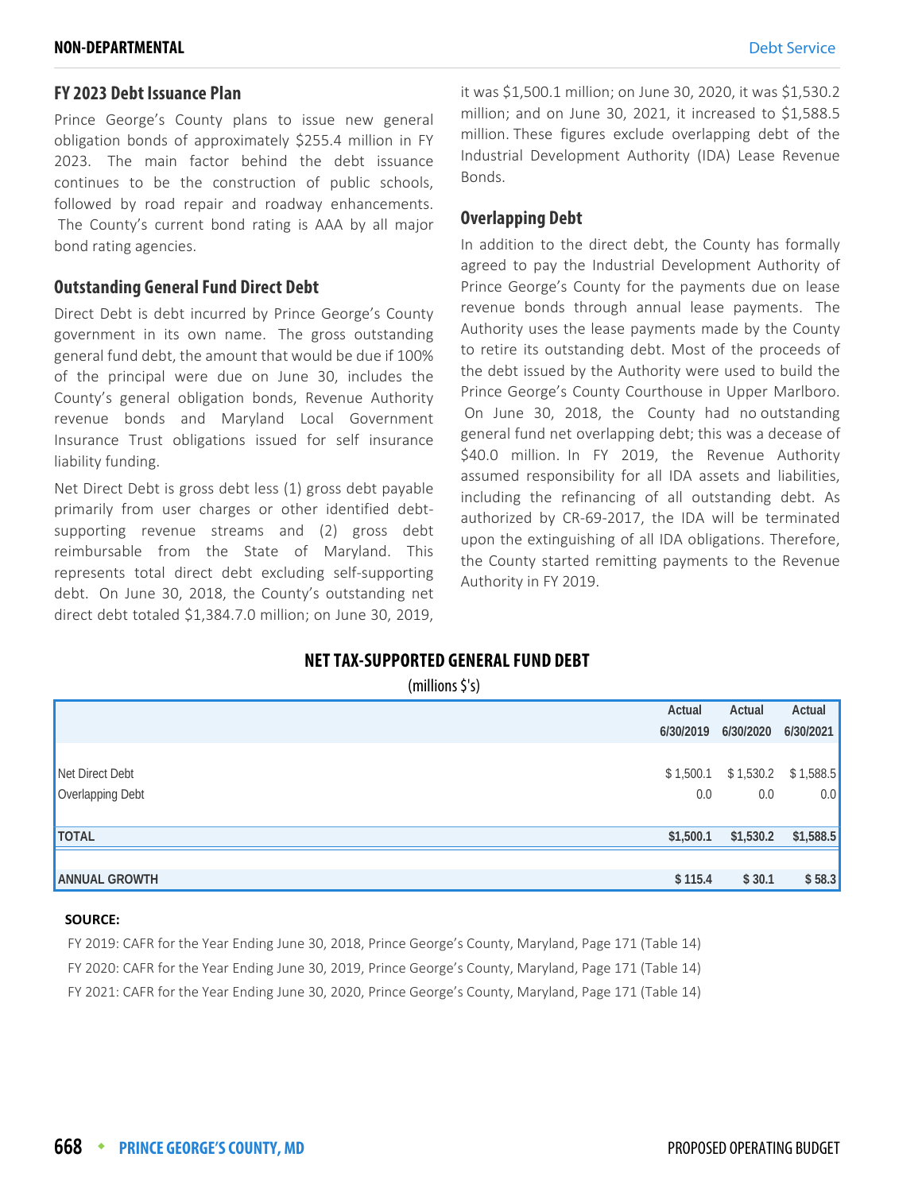## FY 2023 Debt Issuance Plan

Prince George's County plans to issue new general obligation bonds of approximately $255.4 million in FY 2023. The main factor behind the debt issuance continues to be the construction of public schools, followed by road repair and roadway enhancements. The County's current bond rating is AAA by all major bond rating agencies.

## Outstanding General Fund Direct Debt

Direct Debt is debt incurred by Prince George's County government in its own name. The gross outstanding general fund debt, the amount that would be due if 100% of the principal were due on June 30, includes the County's general obligation bonds, Revenue Authority revenue bonds and Maryland Local Government Insurance Trust obligations issued for self insurance liability funding.

Net Direct Debt is gross debt less (1) gross debt payable primarily from user charges or other identified debt-supporting revenue streams and (2) gross debt reimbursable from the State of Maryland. This represents total direct debt excluding self-supporting debt. On June 30, 2018, the County's outstanding net direct debt totaled $1,384.7.0 million; on June 30, 2019, it was $1,500.1 million; on June 30, 2020, it was $1,530.2 million; and on June 30, 2021, it increased to $1,588.5 million. These figures exclude overlapping debt of the Industrial Development Authority (IDA) Lease Revenue Bonds.

## Overlapping Debt

In addition to the direct debt, the County has formally agreed to pay the Industrial Development Authority of Prince George's County for the payments due on lease revenue bonds through annual lease payments. The Authority uses the lease payments made by the County to retire its outstanding debt. Most of the proceeds of the debt issued by the Authority were used to build the Prince George's County Courthouse in Upper Marlboro. On June 30, 2018, the County had no outstanding general fund net overlapping debt; this was a decease of $40.0 million. In FY 2019, the Revenue Authority assumed responsibility for all IDA assets and liabilities, including the refinancing of all outstanding debt. As authorized by CR-69-2017, the IDA will be terminated upon the extinguishing of all IDA obligations. Therefore, the County started remitting payments to the Revenue Authority in FY 2019.

## NET TAX-SUPPORTED GENERAL FUND DEBT

(millions $'s)

| | Actual 6/30/2019 | Actual 6/30/2020 | Actual 6/30/2021 |
|---|---|---|---|
| Net Direct Debt | $ 1,500.1 | $ 1,530.2 | $ 1,588.5 |
| Overlapping Debt | 0.0 | 0.0 | 0.0 |
| **TOTAL** | **$1,500.1** | **$1,530.2** | **$1,588.5** |
| **ANNUAL GROWTH** | **$ 115.4** | **$ 30.1** | **$ 58.3** |

**SOURCE:**

FY 2019: CAFR for the Year Ending June 30, 2018, Prince George's County, Maryland, Page 171 (Table 14)

FY 2020: CAFR for the Year Ending June 30, 2019, Prince George's County, Maryland, Page 171 (Table 14)

FY 2021: CAFR for the Year Ending June 30, 2020, Prince George's County, Maryland, Page 171 (Table 14)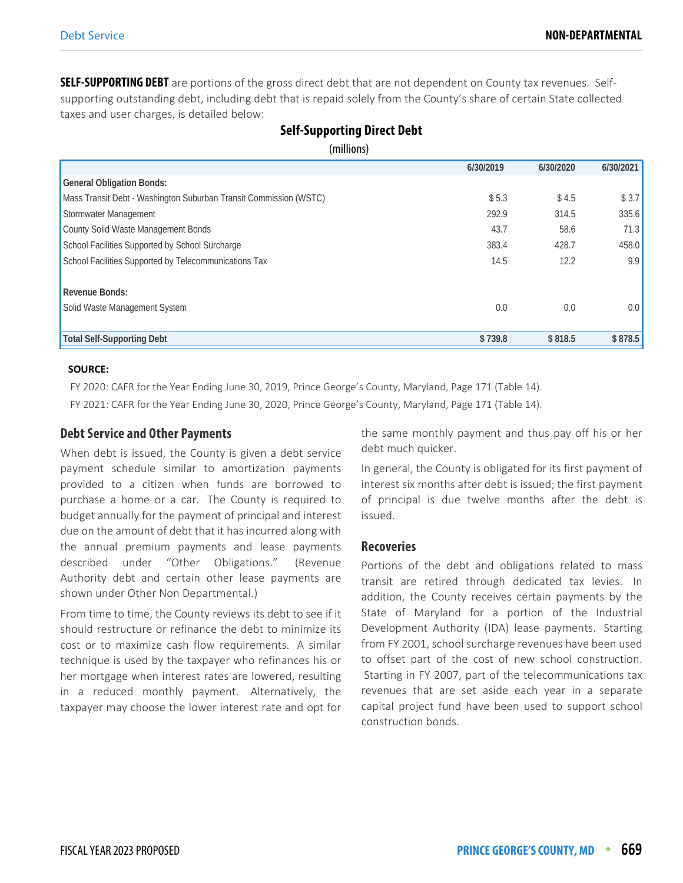**SELF-SUPPORTING DEBT** are portions of the gross direct debt that are not dependent on County tax revenues. Self-supporting outstanding debt, including debt that is repaid solely from the County's share of certain State collected taxes and user charges, is detailed below:

## Self-Supporting Direct Debt

(millions)

| | 6/30/2019 | 6/30/2020 | 6/30/2021 |
|---|---|---|---|
| **General Obligation Bonds:** | | | |
| Mass Transit Debt - Washington Suburban Transit Commission (WSTC) | $ 5.3 | $ 4.5 | $ 3.7 |
| Stormwater Management | 292.9 | 314.5 | 335.6 |
| County Solid Waste Management Bonds | 43.7 | 58.6 | 71.3 |
| School Facilities Supported by School Surcharge | 383.4 | 428.7 | 458.0 |
| School Facilities Supported by Telecommunications Tax | 14.5 | 12.2 | 9.9 |
| **Revenue Bonds:** | | | |
| Solid Waste Management System | 0.0 | 0.0 | 0.0 |
| **Total Self-Supporting Debt** | **$ 739.8** | **$ 818.5** | **$ 878.5** |

**SOURCE:**

FY 2020: CAFR for the Year Ending June 30, 2019, Prince George's County, Maryland, Page 171 (Table 14).

FY 2021: CAFR for the Year Ending June 30, 2020, Prince George's County, Maryland, Page 171 (Table 14).

### Debt Service and Other Payments

When debt is issued, the County is given a debt service payment schedule similar to amortization payments provided to a citizen when funds are borrowed to purchase a home or a car. The County is required to budget annually for the payment of principal and interest due on the amount of debt that it has incurred along with the annual premium payments and lease payments described under "Other Obligations." (Revenue Authority debt and certain other lease payments are shown under Other Non Departmental.)

From time to time, the County reviews its debt to see if it should restructure or refinance the debt to minimize its cost or to maximize cash flow requirements. A similar technique is used by the taxpayer who refinances his or her mortgage when interest rates are lowered, resulting in a reduced monthly payment. Alternatively, the taxpayer may choose the lower interest rate and opt for the same monthly payment and thus pay off his or her debt much quicker.

In general, the County is obligated for its first payment of interest six months after debt is issued; the first payment of principal is due twelve months after the debt is issued.

### Recoveries

Portions of the debt and obligations related to mass transit are retired through dedicated tax levies. In addition, the County receives certain payments by the State of Maryland for a portion of the Industrial Development Authority (IDA) lease payments. Starting from FY 2001, school surcharge revenues have been used to offset part of the cost of new school construction. Starting in FY 2007, part of the telecommunications tax revenues that are set aside each year in a separate capital project fund have been used to support school construction bonds.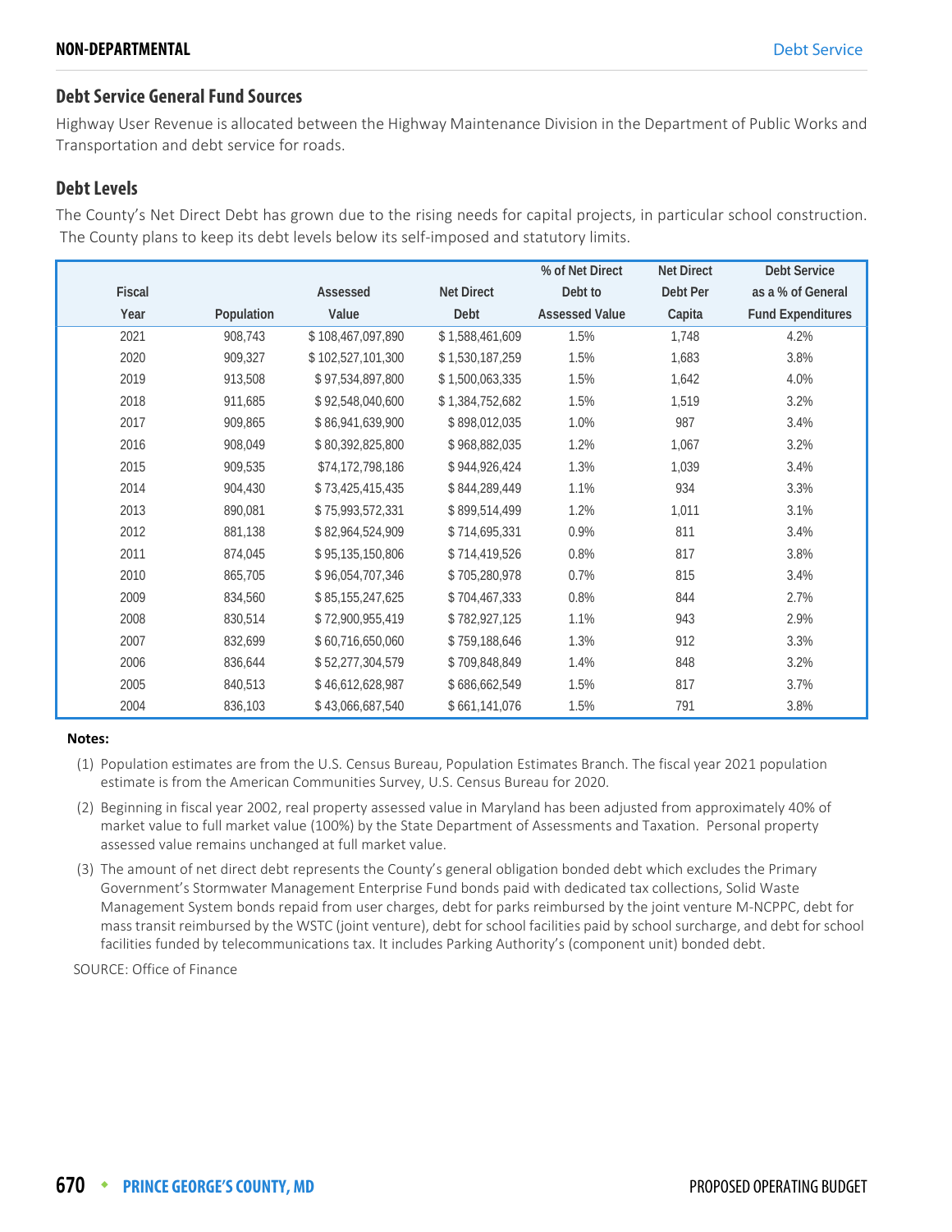## Debt Service General Fund Sources

Highway User Revenue is allocated between the Highway Maintenance Division in the Department of Public Works and Transportation and debt service for roads.

## Debt Levels

The County's Net Direct Debt has grown due to the rising needs for capital projects, in particular school construction. The County plans to keep its debt levels below its self-imposed and statutory limits.

| Fiscal Year | Population | Assessed Value | Net Direct Debt | % of Net Direct Debt to Assessed Value | Net Direct Debt Per Capita | Debt Service as a % of General Fund Expenditures |
|---|---|---|---|---|---|---|
| 2021 | 908,743 | $ 108,467,097,890 | $ 1,588,461,609 | 1.5% | 1,748 | 4.2% |
| 2020 | 909,327 | $ 102,527,101,300 | $ 1,530,187,259 | 1.5% | 1,683 | 3.8% |
| 2019 | 913,508 | $ 97,534,897,800 | $ 1,500,063,335 | 1.5% | 1,642 | 4.0% |
| 2018 | 911,685 | $ 92,548,040,600 | $ 1,384,752,682 | 1.5% | 1,519 | 3.2% |
| 2017 | 909,865 | $ 86,941,639,900 | $ 898,012,035 | 1.0% | 987 | 3.4% |
| 2016 | 908,049 | $ 80,392,825,800 | $ 968,882,035 | 1.2% | 1,067 | 3.2% |
| 2015 | 909,535 | $74,172,798,186 | $ 944,926,424 | 1.3% | 1,039 | 3.4% |
| 2014 | 904,430 | $ 73,425,415,435 | $ 844,289,449 | 1.1% | 934 | 3.3% |
| 2013 | 890,081 | $ 75,993,572,331 | $ 899,514,499 | 1.2% | 1,011 | 3.1% |
| 2012 | 881,138 | $ 82,964,524,909 | $ 714,695,331 | 0.9% | 811 | 3.4% |
| 2011 | 874,045 | $ 95,135,150,806 | $ 714,419,526 | 0.8% | 817 | 3.8% |
| 2010 | 865,705 | $ 96,054,707,346 | $ 705,280,978 | 0.7% | 815 | 3.4% |
| 2009 | 834,560 | $ 85,155,247,625 | $ 704,467,333 | 0.8% | 844 | 2.7% |
| 2008 | 830,514 | $ 72,900,955,419 | $ 782,927,125 | 1.1% | 943 | 2.9% |
| 2007 | 832,699 | $ 60,716,650,060 | $ 759,188,646 | 1.3% | 912 | 3.3% |
| 2006 | 836,644 | $ 52,277,304,579 | $ 709,848,849 | 1.4% | 848 | 3.2% |
| 2005 | 840,513 | $ 46,612,628,987 | $ 686,662,549 | 1.5% | 817 | 3.7% |
| 2004 | 836,103 | $ 43,066,687,540 | $ 661,141,076 | 1.5% | 791 | 3.8% |

**Notes:**

(1) Population estimates are from the U.S. Census Bureau, Population Estimates Branch. The fiscal year 2021 population estimate is from the American Communities Survey, U.S. Census Bureau for 2020.

(2) Beginning in fiscal year 2002, real property assessed value in Maryland has been adjusted from approximately 40% of market value to full market value (100%) by the State Department of Assessments and Taxation. Personal property assessed value remains unchanged at full market value.

(3) The amount of net direct debt represents the County's general obligation bonded debt which excludes the Primary Government's Stormwater Management Enterprise Fund bonds paid with dedicated tax collections, Solid Waste Management System bonds repaid from user charges, debt for parks reimbursed by the joint venture M-NCPPC, debt for mass transit reimbursed by the WSTC (joint venture), debt for school facilities paid by school surcharge, and debt for school facilities funded by telecommunications tax. It includes Parking Authority's (component unit) bonded debt.

SOURCE: Office of Finance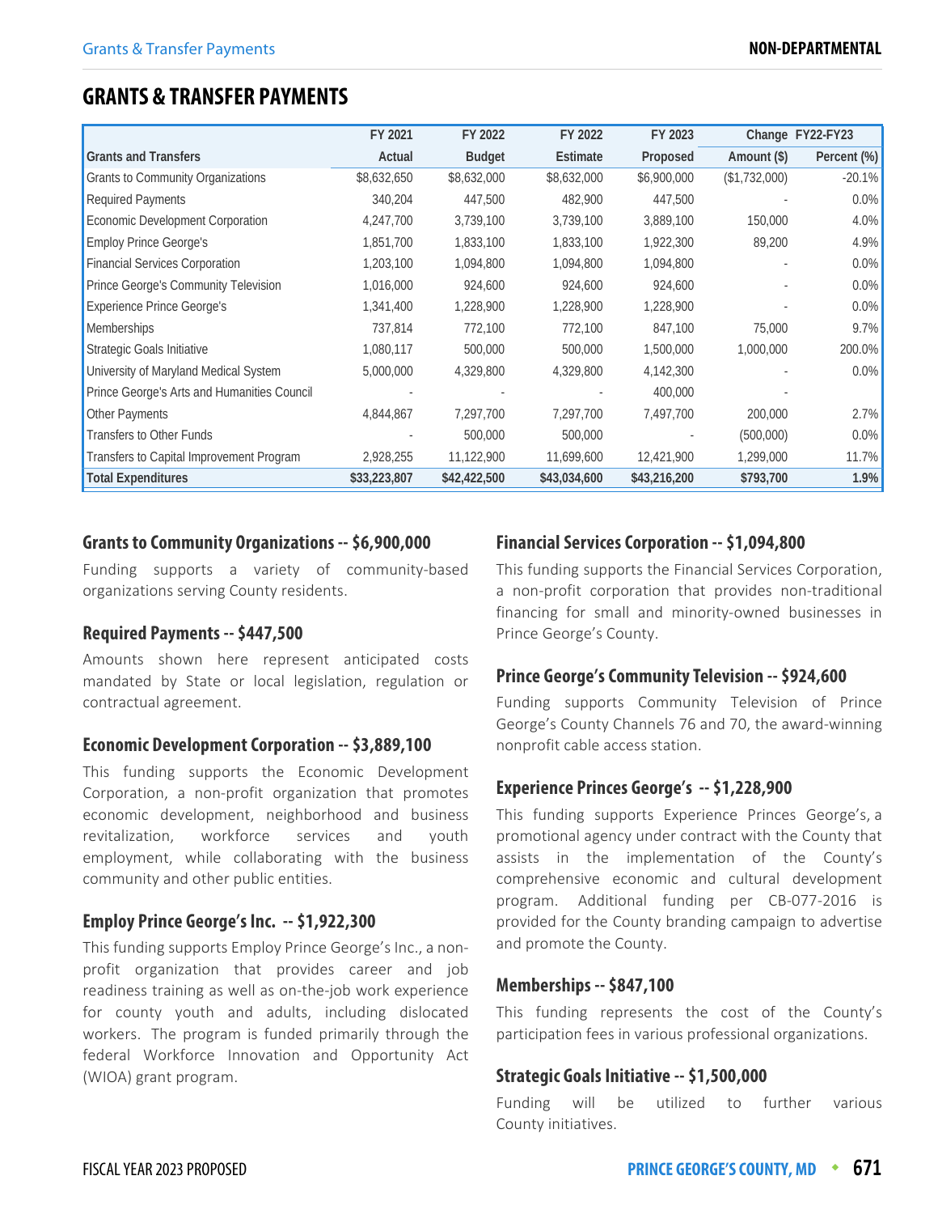# GRANTS & TRANSFER PAYMENTS

| Grants and Transfers | FY 2021 Actual | FY 2022 Budget | FY 2022 Estimate | FY 2023 Proposed | Change FY22-FY23 Amount ($) | Change FY22-FY23 Percent (%) |
|---|---|---|---|---|---|---|
| Grants to Community Organizations | $8,632,650 | $8,632,000 | $8,632,000 | $6,900,000 | ($1,732,000) | -20.1% |
| Required Payments | 340,204 | 447,500 | 482,900 | 447,500 | - | 0.0% |
| Economic Development Corporation | 4,247,700 | 3,739,100 | 3,739,100 | 3,889,100 | 150,000 | 4.0% |
| Employ Prince George's | 1,851,700 | 1,833,100 | 1,833,100 | 1,922,300 | 89,200 | 4.9% |
| Financial Services Corporation | 1,203,100 | 1,094,800 | 1,094,800 | 1,094,800 | - | 0.0% |
| Prince George's Community Television | 1,016,000 | 924,600 | 924,600 | 924,600 | - | 0.0% |
| Experience Prince George's | 1,341,400 | 1,228,900 | 1,228,900 | 1,228,900 | - | 0.0% |
| Memberships | 737,814 | 772,100 | 772,100 | 847,100 | 75,000 | 9.7% |
| Strategic Goals Initiative | 1,080,117 | 500,000 | 500,000 | 1,500,000 | 1,000,000 | 200.0% |
| University of Maryland Medical System | 5,000,000 | 4,329,800 | 4,329,800 | 4,142,300 | - | 0.0% |
| Prince George's Arts and Humanities Council | - | - | - | 400,000 | - | |
| Other Payments | 4,844,867 | 7,297,700 | 7,297,700 | 7,497,700 | 200,000 | 2.7% |
| Transfers to Other Funds | - | 500,000 | 500,000 | - | (500,000) | 0.0% |
| Transfers to Capital Improvement Program | 2,928,255 | 11,122,900 | 11,699,600 | 12,421,900 | 1,299,000 | 11.7% |
| **Total Expenditures** | **$33,223,807** | **$42,422,500** | **$43,034,600** | **$43,216,200** | **$793,700** | **1.9%** |

### Grants to Community Organizations -- $6,900,000

Funding supports a variety of community-based organizations serving County residents.

### Required Payments -- $447,500

Amounts shown here represent anticipated costs mandated by State or local legislation, regulation or contractual agreement.

### Economic Development Corporation -- $3,889,100

This funding supports the Economic Development Corporation, a non-profit organization that promotes economic development, neighborhood and business revitalization, workforce services and youth employment, while collaborating with the business community and other public entities.

### Employ Prince George's Inc. -- $1,922,300

This funding supports Employ Prince George's Inc., a non-profit organization that provides career and job readiness training as well as on-the-job work experience for county youth and adults, including dislocated workers. The program is funded primarily through the federal Workforce Innovation and Opportunity Act (WIOA) grant program.

### Financial Services Corporation -- $1,094,800

This funding supports the Financial Services Corporation, a non-profit corporation that provides non-traditional financing for small and minority-owned businesses in Prince George's County.

### Prince George's Community Television -- $924,600

Funding supports Community Television of Prince George's County Channels 76 and 70, the award-winning nonprofit cable access station.

### Experience Princes George's -- $1,228,900

This funding supports Experience Princes George's, a promotional agency under contract with the County that assists in the implementation of the County's comprehensive economic and cultural development program. Additional funding per CB-077-2016 is provided for the County branding campaign to advertise and promote the County.

### Memberships -- $847,100

This funding represents the cost of the County's participation fees in various professional organizations.

### Strategic Goals Initiative -- $1,500,000

Funding will be utilized to further various County initiatives.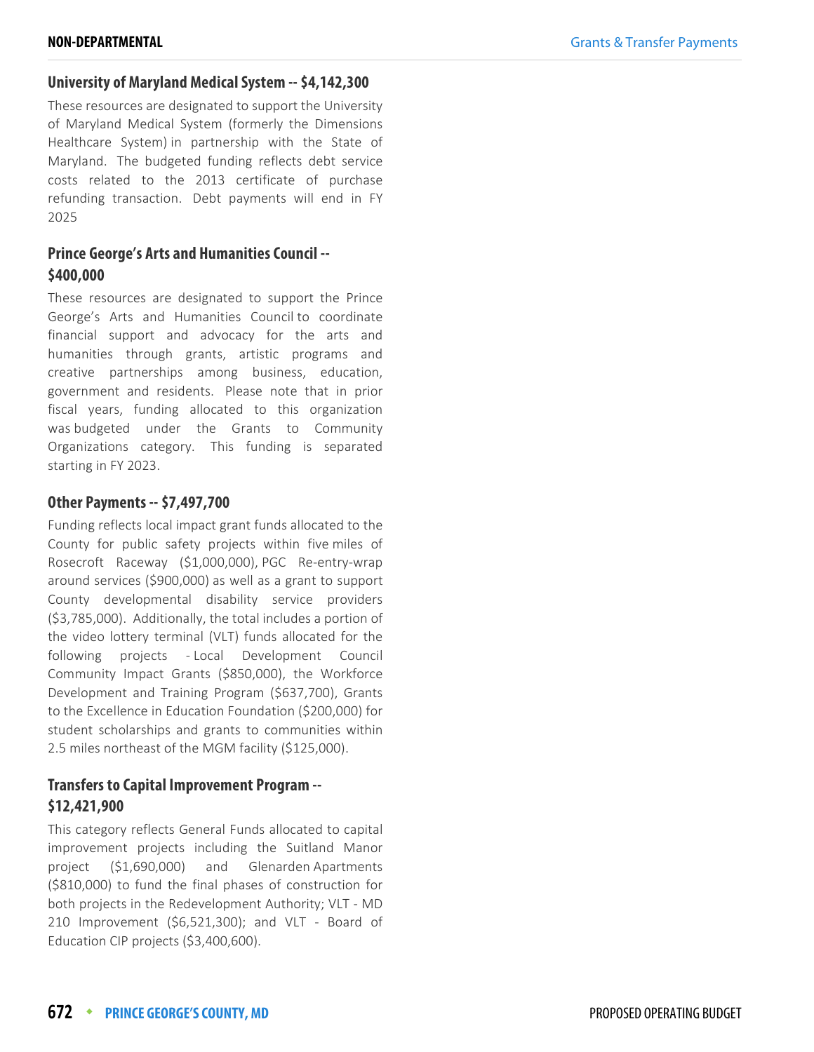### University of Maryland Medical System -- $4,142,300

These resources are designated to support the University of Maryland Medical System (formerly the Dimensions Healthcare System) in partnership with the State of Maryland. The budgeted funding reflects debt service costs related to the 2013 certificate of purchase refunding transaction. Debt payments will end in FY 2025

### Prince George's Arts and Humanities Council -- $400,000

These resources are designated to support the Prince George's Arts and Humanities Council to coordinate financial support and advocacy for the arts and humanities through grants, artistic programs and creative partnerships among business, education, government and residents. Please note that in prior fiscal years, funding allocated to this organization was budgeted under the Grants to Community Organizations category. This funding is separated starting in FY 2023.

### Other Payments -- $7,497,700

Funding reflects local impact grant funds allocated to the County for public safety projects within five miles of Rosecroft Raceway ($1,000,000), PGC Re-entry-wrap around services ($900,000) as well as a grant to support County developmental disability service providers ($3,785,000). Additionally, the total includes a portion of the video lottery terminal (VLT) funds allocated for the following projects - Local Development Council Community Impact Grants ($850,000), the Workforce Development and Training Program ($637,700), Grants to the Excellence in Education Foundation ($200,000) for student scholarships and grants to communities within 2.5 miles northeast of the MGM facility ($125,000).

### Transfers to Capital Improvement Program -- $12,421,900

This category reflects General Funds allocated to capital improvement projects including the Suitland Manor project ($1,690,000) and Glenarden Apartments ($810,000) to fund the final phases of construction for both projects in the Redevelopment Authority; VLT - MD 210 Improvement ($6,521,300); and VLT - Board of Education CIP projects ($3,400,600).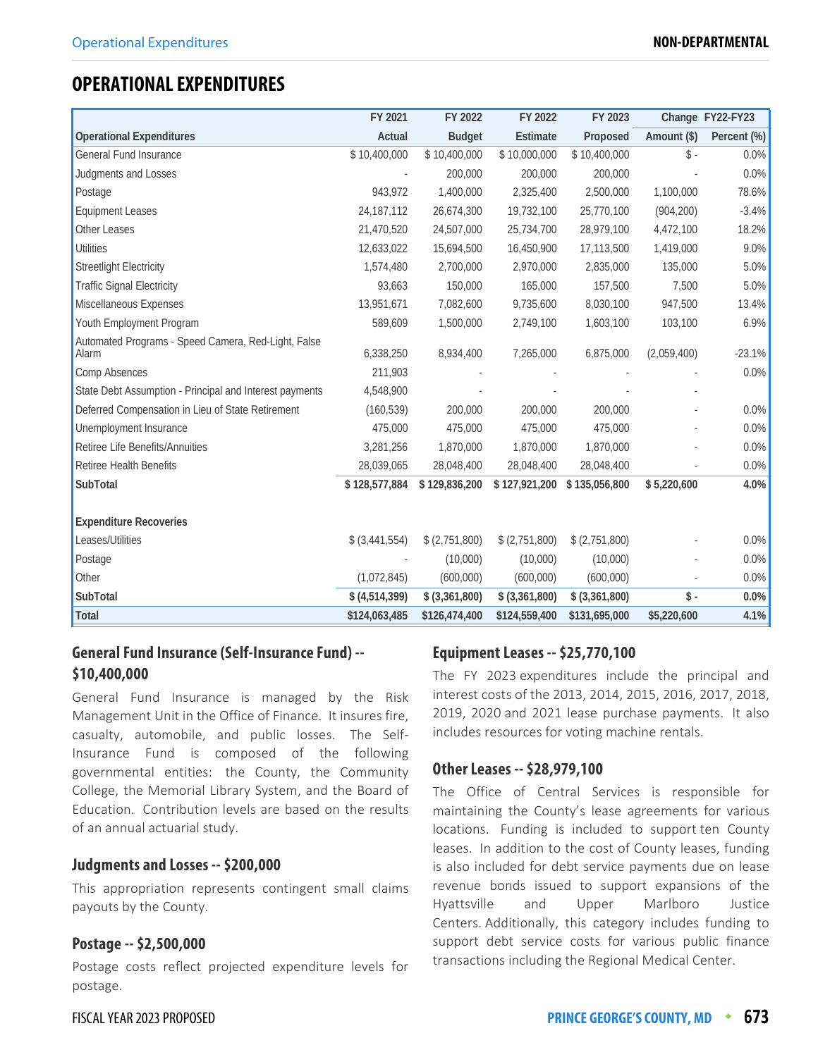# OPERATIONAL EXPENDITURES

| Operational Expenditures | FY 2021 Actual | FY 2022 Budget | FY 2022 Estimate | FY 2023 Proposed | Change FY22-FY23 Amount ($) | Change FY22-FY23 Percent (%) |
|---|---|---|---|---|---|---|
| General Fund Insurance | $ 10,400,000 | $ 10,400,000 | $ 10,000,000 | $ 10,400,000 | $ - | 0.0% |
| Judgments and Losses | - | 200,000 | 200,000 | 200,000 | - | 0.0% |
| Postage | 943,972 | 1,400,000 | 2,325,400 | 2,500,000 | 1,100,000 | 78.6% |
| Equipment Leases | 24,187,112 | 26,674,300 | 19,732,100 | 25,770,100 | (904,200) | -3.4% |
| Other Leases | 21,470,520 | 24,507,000 | 25,734,700 | 28,979,100 | 4,472,100 | 18.2% |
| Utilities | 12,633,022 | 15,694,500 | 16,450,900 | 17,113,500 | 1,419,000 | 9.0% |
| Streetlight Electricity | 1,574,480 | 2,700,000 | 2,970,000 | 2,835,000 | 135,000 | 5.0% |
| Traffic Signal Electricity | 93,663 | 150,000 | 165,000 | 157,500 | 7,500 | 5.0% |
| Miscellaneous Expenses | 13,951,671 | 7,082,600 | 9,735,600 | 8,030,100 | 947,500 | 13.4% |
| Youth Employment Program | 589,609 | 1,500,000 | 2,749,100 | 1,603,100 | 103,100 | 6.9% |
| Automated Programs - Speed Camera, Red-Light, False Alarm | 6,338,250 | 8,934,400 | 7,265,000 | 6,875,000 | (2,059,400) | -23.1% |
| Comp Absences | 211,903 | - | - | - | - | 0.0% |
| State Debt Assumption - Principal and Interest payments | 4,548,900 | - | - | - | - | |
| Deferred Compensation in Lieu of State Retirement | (160,539) | 200,000 | 200,000 | 200,000 | - | 0.0% |
| Unemployment Insurance | 475,000 | 475,000 | 475,000 | 475,000 | - | 0.0% |
| Retiree Life Benefits/Annuities | 3,281,256 | 1,870,000 | 1,870,000 | 1,870,000 | - | 0.0% |
| Retiree Health Benefits | 28,039,065 | 28,048,400 | 28,048,400 | 28,048,400 | - | 0.0% |
| **SubTotal** | **$ 128,577,884** | **$ 129,836,200** | **$ 127,921,200** | **$ 135,056,800** | **$ 5,220,600** | **4.0%** |
| | | | | | | |
| **Expenditure Recoveries** | | | | | | |
| Leases/Utilities | $ (3,441,554) | $ (2,751,800) | $ (2,751,800) | $ (2,751,800) | - | 0.0% |
| Postage | - | (10,000) | (10,000) | (10,000) | - | 0.0% |
| Other | (1,072,845) | (600,000) | (600,000) | (600,000) | - | 0.0% |
| **SubTotal** | **$ (4,514,399)** | **$ (3,361,800)** | **$ (3,361,800)** | **$ (3,361,800)** | **$ -** | **0.0%** |
| **Total** | **$124,063,485** | **$126,474,400** | **$124,559,400** | **$131,695,000** | **$5,220,600** | **4.1%** |

## General Fund Insurance (Self-Insurance Fund) -- $10,400,000

General Fund Insurance is managed by the Risk Management Unit in the Office of Finance. It insures fire, casualty, automobile, and public losses. The Self-Insurance Fund is composed of the following governmental entities: the County, the Community College, the Memorial Library System, and the Board of Education. Contribution levels are based on the results of an annual actuarial study.

## Judgments and Losses -- $200,000

This appropriation represents contingent small claims payouts by the County.

## Postage -- $2,500,000

Postage costs reflect projected expenditure levels for postage.

## Equipment Leases -- $25,770,100

The FY 2023 expenditures include the principal and interest costs of the 2013, 2014, 2015, 2016, 2017, 2018, 2019, 2020 and 2021 lease purchase payments. It also includes resources for voting machine rentals.

## Other Leases -- $28,979,100

The Office of Central Services is responsible for maintaining the County's lease agreements for various locations. Funding is included to support ten County leases. In addition to the cost of County leases, funding is also included for debt service payments due on lease revenue bonds issued to support expansions of the Hyattsville and Upper Marlboro Justice Centers. Additionally, this category includes funding to support debt service costs for various public finance transactions including the Regional Medical Center.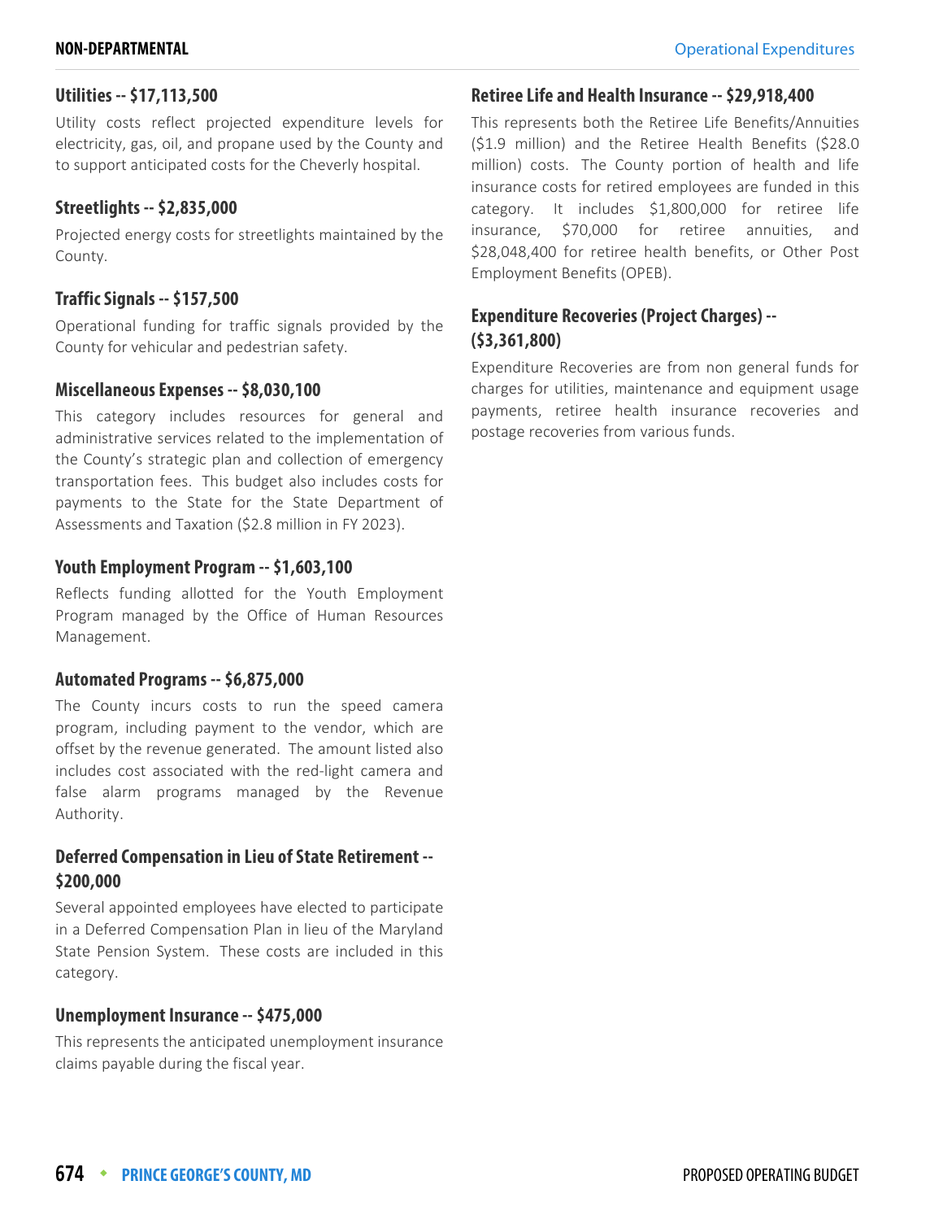### Utilities -- $17,113,500

Utility costs reflect projected expenditure levels for electricity, gas, oil, and propane used by the County and to support anticipated costs for the Cheverly hospital.

### Streetlights -- $2,835,000

Projected energy costs for streetlights maintained by the County.

### Traffic Signals -- $157,500

Operational funding for traffic signals provided by the County for vehicular and pedestrian safety.

### Miscellaneous Expenses -- $8,030,100

This category includes resources for general and administrative services related to the implementation of the County's strategic plan and collection of emergency transportation fees. This budget also includes costs for payments to the State for the State Department of Assessments and Taxation ($2.8 million in FY 2023).

### Youth Employment Program -- $1,603,100

Reflects funding allotted for the Youth Employment Program managed by the Office of Human Resources Management.

### Automated Programs -- $6,875,000

The County incurs costs to run the speed camera program, including payment to the vendor, which are offset by the revenue generated. The amount listed also includes cost associated with the red-light camera and false alarm programs managed by the Revenue Authority.

### Deferred Compensation in Lieu of State Retirement -- $200,000

Several appointed employees have elected to participate in a Deferred Compensation Plan in lieu of the Maryland State Pension System. These costs are included in this category.

### Unemployment Insurance -- $475,000

This represents the anticipated unemployment insurance claims payable during the fiscal year.

### Retiree Life and Health Insurance -- $29,918,400

This represents both the Retiree Life Benefits/Annuities ($1.9 million) and the Retiree Health Benefits ($28.0 million) costs. The County portion of health and life insurance costs for retired employees are funded in this category. It includes $1,800,000 for retiree life insurance, $70,000 for retiree annuities, and $28,048,400 for retiree health benefits, or Other Post Employment Benefits (OPEB).

### Expenditure Recoveries (Project Charges) -- ($3,361,800)

Expenditure Recoveries are from non general funds for charges for utilities, maintenance and equipment usage payments, retiree health insurance recoveries and postage recoveries from various funds.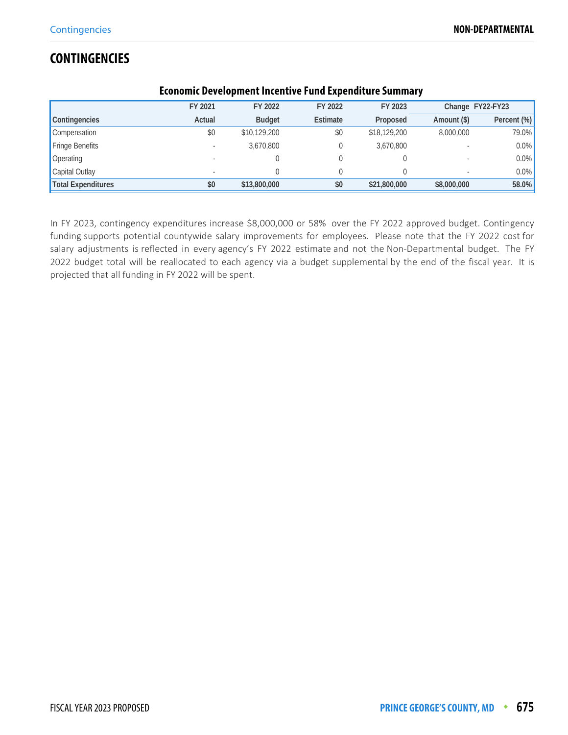# CONTINGENCIES

**Economic Development Incentive Fund Expenditure Summary**

| | FY 2021 | FY 2022 | FY 2022 | FY 2023 | Change FY22-FY23 | |
|---|---|---|---|---|---|---|
| **Contingencies** | **Actual** | **Budget** | **Estimate** | **Proposed** | **Amount ($)** | **Percent (%)** |
| Compensation | $0 | $10,129,200 | $0 | $18,129,200 | 8,000,000 | 79.0% |
| Fringe Benefits | - | 3,670,800 | 0 | 3,670,800 | - | 0.0% |
| Operating | - | 0 | 0 | 0 | - | 0.0% |
| Capital Outlay | - | 0 | 0 | 0 | - | 0.0% |
| **Total Expenditures** | **$0** | **$13,800,000** | **$0** | **$21,800,000** | **$8,000,000** | **58.0%** |

In FY 2023, contingency expenditures increase $8,000,000 or 58% over the FY 2022 approved budget. Contingency funding supports potential countywide salary improvements for employees. Please note that the FY 2022 cost for salary adjustments is reflected in every agency's FY 2022 estimate and not the Non-Departmental budget. The FY 2022 budget total will be reallocated to each agency via a budget supplemental by the end of the fiscal year. It is projected that all funding in FY 2022 will be spent.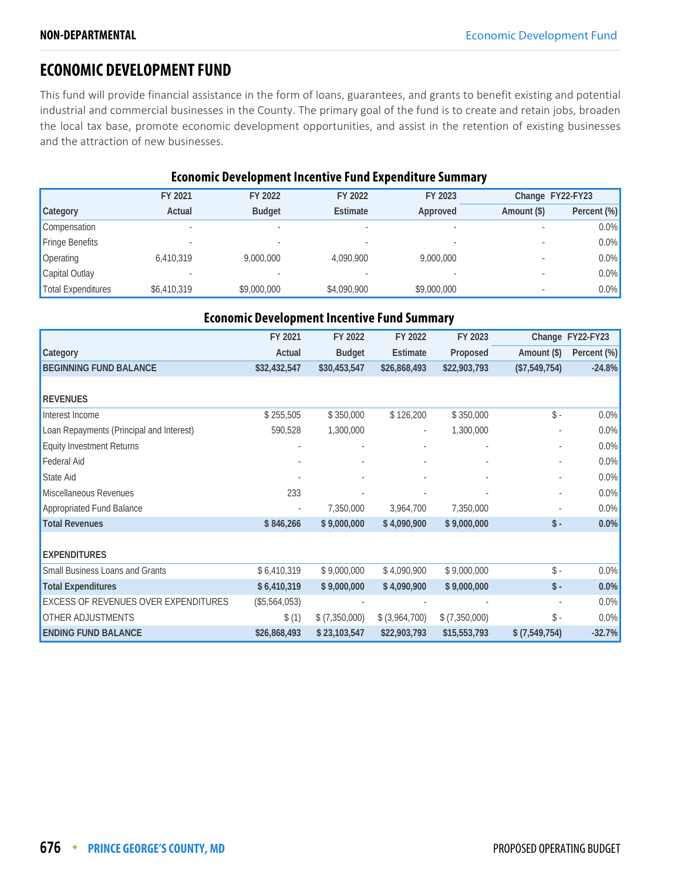# ECONOMIC DEVELOPMENT FUND

This fund will provide financial assistance in the form of loans, guarantees, and grants to benefit existing and potential industrial and commercial businesses in the County. The primary goal of the fund is to create and retain jobs, broaden the local tax base, promote economic development opportunities, and assist in the retention of existing businesses and the attraction of new businesses.

### Economic Development Incentive Fund Expenditure Summary

| | FY 2021 | FY 2022 | FY 2022 | FY 2023 | Change FY22-FY23 | |
|---|---|---|---|---|---|---|
| Category | Actual | Budget | Estimate | Approved | Amount ($) | Percent (%) |
| Compensation | - | - | - | - | - | 0.0% |
| Fringe Benefits | - | - | - | - | - | 0.0% |
| Operating | 6,410,319 | 9,000,000 | 4,090,900 | 9,000,000 | - | 0.0% |
| Capital Outlay | - | - | - | - | - | 0.0% |
| Total Expenditures | $6,410,319 | $9,000,000 | $4,090,900 | $9,000,000 | - | 0.0% |

### Economic Development Incentive Fund Summary

| | FY 2021 | FY 2022 | FY 2022 | FY 2023 | Change FY22-FY23 | |
|---|---|---|---|---|---|---|
| Category | Actual | Budget | Estimate | Proposed | Amount ($) | Percent (%) |
| **BEGINNING FUND BALANCE** | **$32,432,547** | **$30,453,547** | **$26,868,493** | **$22,903,793** | **($7,549,754)** | **-24.8%** |
| **REVENUES** | | | | | | |
| Interest Income | $ 255,505 | $ 350,000 | $ 126,200 | $ 350,000 | $ - | 0.0% |
| Loan Repayments (Principal and Interest) | 590,528 | 1,300,000 | - | 1,300,000 | - | 0.0% |
| Equity Investment Returns | - | - | - | - | - | 0.0% |
| Federal Aid | - | - | - | - | - | 0.0% |
| State Aid | - | - | - | - | - | 0.0% |
| Miscellaneous Revenues | 233 | - | - | - | - | 0.0% |
| Appropriated Fund Balance | - | 7,350,000 | 3,964,700 | 7,350,000 | - | 0.0% |
| **Total Revenues** | **$ 846,266** | **$ 9,000,000** | **$ 4,090,900** | **$ 9,000,000** | **$ -** | **0.0%** |
| **EXPENDITURES** | | | | | | |
| Small Business Loans and Grants | $ 6,410,319 | $ 9,000,000 | $ 4,090,900 | $ 9,000,000 | $ - | 0.0% |
| **Total Expenditures** | **$ 6,410,319** | **$ 9,000,000** | **$ 4,090,900** | **$ 9,000,000** | **$ -** | **0.0%** |
| EXCESS OF REVENUES OVER EXPENDITURES | ($5,564,053) | - | - | - | - | 0.0% |
| OTHER ADJUSTMENTS | $ (1) | $ (7,350,000) | $ (3,964,700) | $ (7,350,000) | $ - | 0.0% |
| **ENDING FUND BALANCE** | **$26,868,493** | **$ 23,103,547** | **$22,903,793** | **$15,553,793** | **$ (7,549,754)** | **-32.7%** |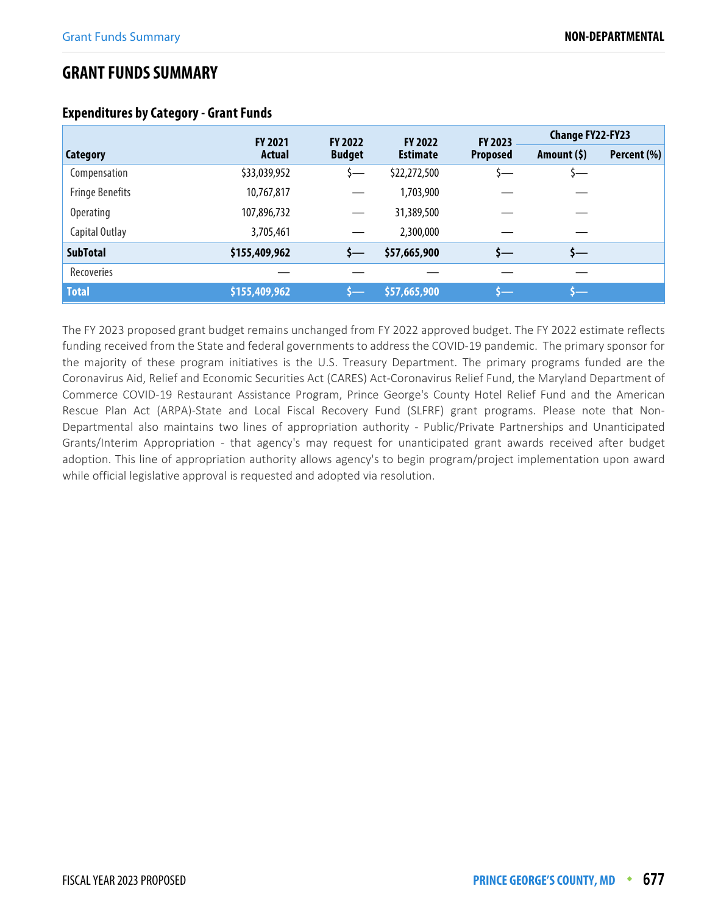# GRANT FUNDS SUMMARY

### Expenditures by Category - Grant Funds

| Category | FY 2021 Actual | FY 2022 Budget | FY 2022 Estimate | FY 2023 Proposed | Change FY22-FY23 | |
|---|---|---|---|---|---|---|
| | | | | | Amount ($) | Percent (%) |
| Compensation | $33,039,952 | $— | $22,272,500 | $— | $— | |
| Fringe Benefits | 10,767,817 | — | 1,703,900 | — | — | |
| Operating | 107,896,732 | — | 31,389,500 | — | — | |
| Capital Outlay | 3,705,461 | — | 2,300,000 | — | — | |
| **SubTotal** | **$155,409,962** | **$—** | **$57,665,900** | **$—** | **$—** | |
| Recoveries | — | — | — | — | — | |
| **Total** | **$155,409,962** | **$—** | **$57,665,900** | **$—** | **$—** | |

The FY 2023 proposed grant budget remains unchanged from FY 2022 approved budget. The FY 2022 estimate reflects funding received from the State and federal governments to address the COVID-19 pandemic. The primary sponsor for the majority of these program initiatives is the U.S. Treasury Department. The primary programs funded are the Coronavirus Aid, Relief and Economic Securities Act (CARES) Act-Coronavirus Relief Fund, the Maryland Department of Commerce COVID-19 Restaurant Assistance Program, Prince George's County Hotel Relief Fund and the American Rescue Plan Act (ARPA)-State and Local Fiscal Recovery Fund (SLFRF) grant programs. Please note that Non-Departmental also maintains two lines of appropriation authority - Public/Private Partnerships and Unanticipated Grants/Interim Appropriation - that agency's may request for unanticipated grant awards received after budget adoption. This line of appropriation authority allows agency's to begin program/project implementation upon award while official legislative approval is requested and adopted via resolution.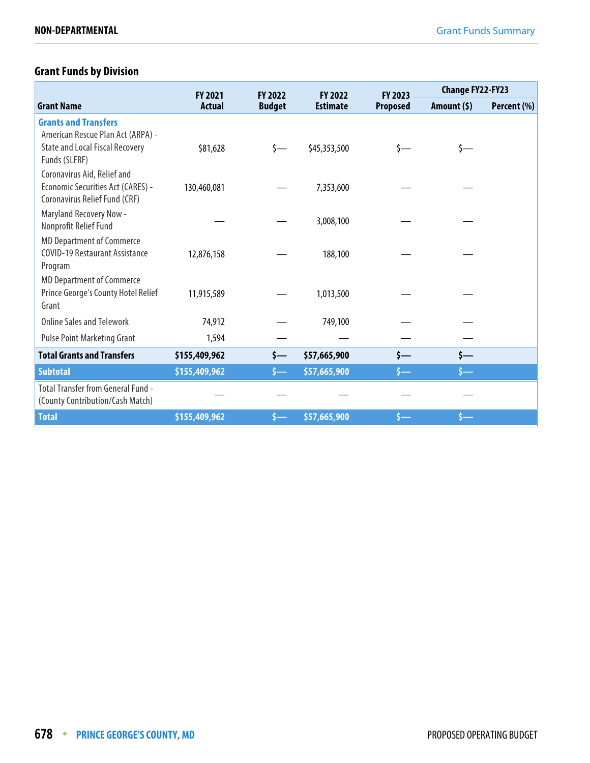## Grant Funds by Division

| Grant Name | FY 2021 Actual | FY 2022 Budget | FY 2022 Estimate | FY 2023 Proposed | Change FY22-FY23 | |
|---|---|---|---|---|---|---|
| | | | | | Amount ($) | Percent (%) |
| **Grants and Transfers** | | | | | | |
| American Rescue Plan Act (ARPA) - State and Local Fiscal Recovery Funds (SLFRF) | $81,628 | $— | $45,353,500 | $— | $— | |
| Coronavirus Aid, Relief and Economic Securities Act (CARES) - Coronavirus Relief Fund (CRF) | 130,460,081 | — | 7,353,600 | — | — | |
| Maryland Recovery Now - Nonprofit Relief Fund | — | — | 3,008,100 | — | — | |
| MD Department of Commerce COVID-19 Restaurant Assistance Program | 12,876,158 | — | 188,100 | — | — | |
| MD Department of Commerce Prince George's County Hotel Relief Grant | 11,915,589 | — | 1,013,500 | — | — | |
| Online Sales and Telework | 74,912 | — | 749,100 | — | — | |
| Pulse Point Marketing Grant | 1,594 | — | — | — | — | |
| **Total Grants and Transfers** | **$155,409,962** | **$—** | **$57,665,900** | **$—** | **$—** | |
| **Subtotal** | **$155,409,962** | **$—** | **$57,665,900** | **$—** | **$—** | |
| Total Transfer from General Fund - (County Contribution/Cash Match) | — | — | — | — | — | |
| **Total** | **$155,409,962** | **$—** | **$57,665,900** | **$—** | **$—** | |